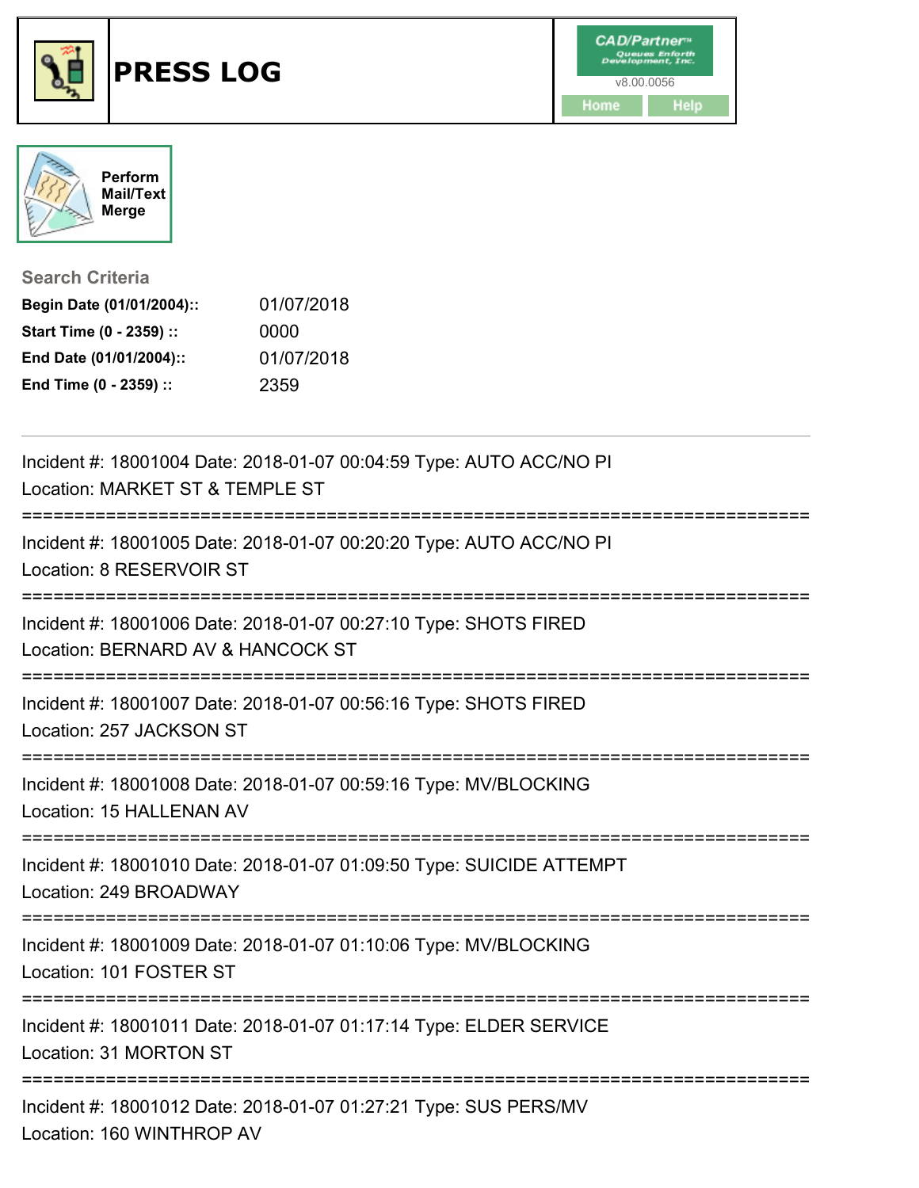# PRESS LOG

CAD/Partner
v8.00.0056
Home Help

Perform Mail/Text Merge

**Search Criteria**

| | |
|---|---|
| **Begin Date (01/01/2004)::** | 01/07/2018 |
| **Start Time (0 - 2359) ::** | 0000 |
| **End Date (01/01/2004)::** | 01/07/2018 |
| **End Time (0 - 2359) ::** | 2359 |

---

Incident #: 18001004 Date: 2018-01-07 00:04:59 Type: AUTO ACC/NO PI
Location: MARKET ST & TEMPLE ST

===========================================================================

Incident #: 18001005 Date: 2018-01-07 00:20:20 Type: AUTO ACC/NO PI
Location: 8 RESERVOIR ST

===========================================================================

Incident #: 18001006 Date: 2018-01-07 00:27:10 Type: SHOTS FIRED
Location: BERNARD AV & HANCOCK ST

===========================================================================

Incident #: 18001007 Date: 2018-01-07 00:56:16 Type: SHOTS FIRED
Location: 257 JACKSON ST

===========================================================================

Incident #: 18001008 Date: 2018-01-07 00:59:16 Type: MV/BLOCKING
Location: 15 HALLENAN AV

===========================================================================

Incident #: 18001010 Date: 2018-01-07 01:09:50 Type: SUICIDE ATTEMPT
Location: 249 BROADWAY

===========================================================================

Incident #: 18001009 Date: 2018-01-07 01:10:06 Type: MV/BLOCKING
Location: 101 FOSTER ST

===========================================================================

Incident #: 18001011 Date: 2018-01-07 01:17:14 Type: ELDER SERVICE
Location: 31 MORTON ST

===========================================================================

Incident #: 18001012 Date: 2018-01-07 01:27:21 Type: SUS PERS/MV
Location: 160 WINTHROP AV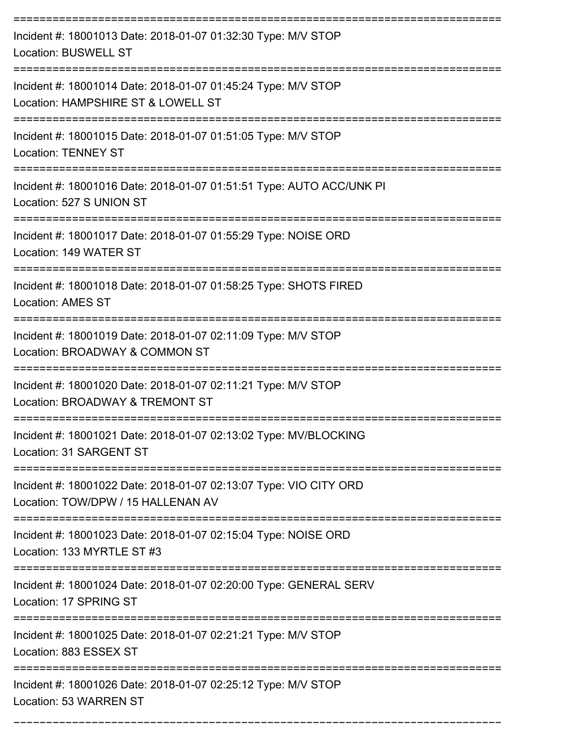===========================================================================

Incident #: 18001013 Date: 2018-01-07 01:32:30 Type: M/V STOP
Location: BUSWELL ST

===========================================================================

Incident #: 18001014 Date: 2018-01-07 01:45:24 Type: M/V STOP
Location: HAMPSHIRE ST & LOWELL ST

===========================================================================

Incident #: 18001015 Date: 2018-01-07 01:51:05 Type: M/V STOP
Location: TENNEY ST

===========================================================================

Incident #: 18001016 Date: 2018-01-07 01:51:51 Type: AUTO ACC/UNK PI
Location: 527 S UNION ST

===========================================================================

Incident #: 18001017 Date: 2018-01-07 01:55:29 Type: NOISE ORD
Location: 149 WATER ST

===========================================================================

Incident #: 18001018 Date: 2018-01-07 01:58:25 Type: SHOTS FIRED
Location: AMES ST

===========================================================================

Incident #: 18001019 Date: 2018-01-07 02:11:09 Type: M/V STOP
Location: BROADWAY & COMMON ST

===========================================================================

Incident #: 18001020 Date: 2018-01-07 02:11:21 Type: M/V STOP
Location: BROADWAY & TREMONT ST

===========================================================================

Incident #: 18001021 Date: 2018-01-07 02:13:02 Type: MV/BLOCKING
Location: 31 SARGENT ST

===========================================================================

Incident #: 18001022 Date: 2018-01-07 02:13:07 Type: VIO CITY ORD
Location: TOW/DPW / 15 HALLENAN AV

===========================================================================

Incident #: 18001023 Date: 2018-01-07 02:15:04 Type: NOISE ORD
Location: 133 MYRTLE ST #3

===========================================================================

Incident #: 18001024 Date: 2018-01-07 02:20:00 Type: GENERAL SERV
Location: 17 SPRING ST

===========================================================================

Incident #: 18001025 Date: 2018-01-07 02:21:21 Type: M/V STOP
Location: 883 ESSEX ST

===========================================================================

Incident #: 18001026 Date: 2018-01-07 02:25:12 Type: M/V STOP
Location: 53 WARREN ST

===========================================================================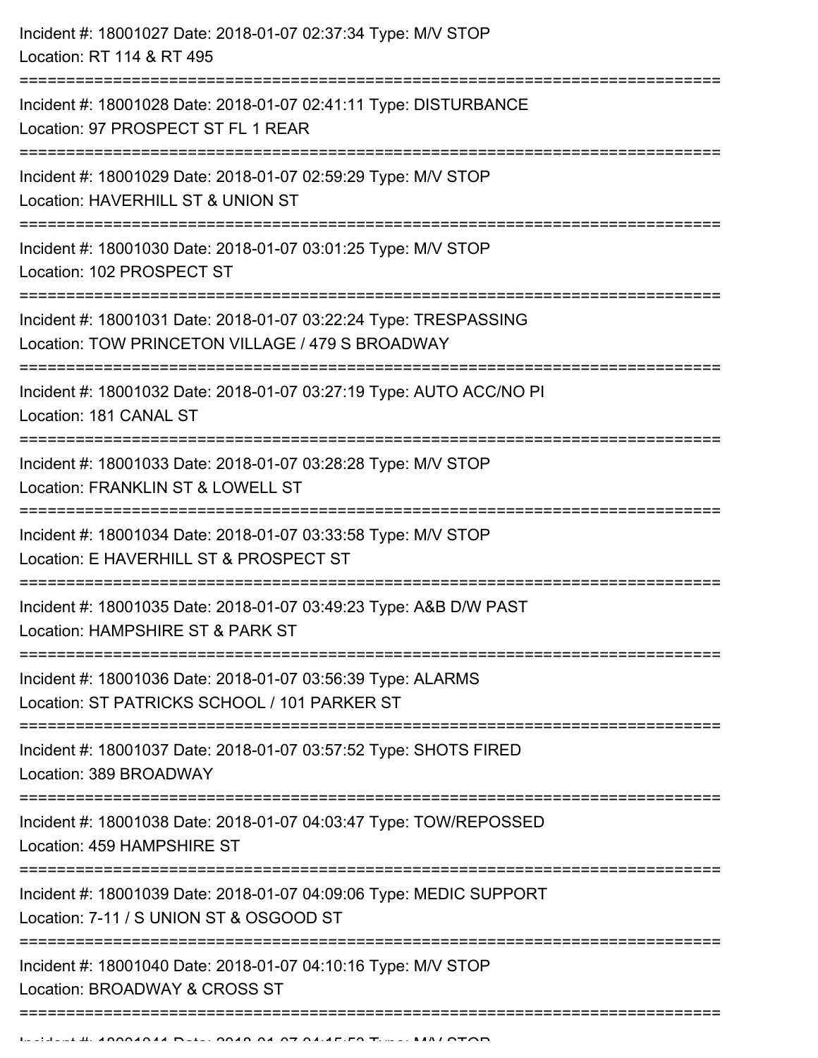Incident #: 18001027 Date: 2018-01-07 02:37:34 Type: M/V STOP
Location: RT 114 & RT 495

===========================================================================

Incident #: 18001028 Date: 2018-01-07 02:41:11 Type: DISTURBANCE
Location: 97 PROSPECT ST FL 1 REAR

===========================================================================

Incident #: 18001029 Date: 2018-01-07 02:59:29 Type: M/V STOP
Location: HAVERHILL ST & UNION ST

===========================================================================

Incident #: 18001030 Date: 2018-01-07 03:01:25 Type: M/V STOP
Location: 102 PROSPECT ST

===========================================================================

Incident #: 18001031 Date: 2018-01-07 03:22:24 Type: TRESPASSING
Location: TOW PRINCETON VILLAGE / 479 S BROADWAY

===========================================================================

Incident #: 18001032 Date: 2018-01-07 03:27:19 Type: AUTO ACC/NO PI
Location: 181 CANAL ST

===========================================================================

Incident #: 18001033 Date: 2018-01-07 03:28:28 Type: M/V STOP
Location: FRANKLIN ST & LOWELL ST

===========================================================================

Incident #: 18001034 Date: 2018-01-07 03:33:58 Type: M/V STOP
Location: E HAVERHILL ST & PROSPECT ST

===========================================================================

Incident #: 18001035 Date: 2018-01-07 03:49:23 Type: A&B D/W PAST
Location: HAMPSHIRE ST & PARK ST

===========================================================================

Incident #: 18001036 Date: 2018-01-07 03:56:39 Type: ALARMS
Location: ST PATRICKS SCHOOL / 101 PARKER ST

===========================================================================

Incident #: 18001037 Date: 2018-01-07 03:57:52 Type: SHOTS FIRED
Location: 389 BROADWAY

===========================================================================

Incident #: 18001038 Date: 2018-01-07 04:03:47 Type: TOW/REPOSSED
Location: 459 HAMPSHIRE ST

===========================================================================

Incident #: 18001039 Date: 2018-01-07 04:09:06 Type: MEDIC SUPPORT
Location: 7-11 / S UNION ST & OSGOOD ST

===========================================================================

Incident #: 18001040 Date: 2018-01-07 04:10:16 Type: M/V STOP
Location: BROADWAY & CROSS ST

===========================================================================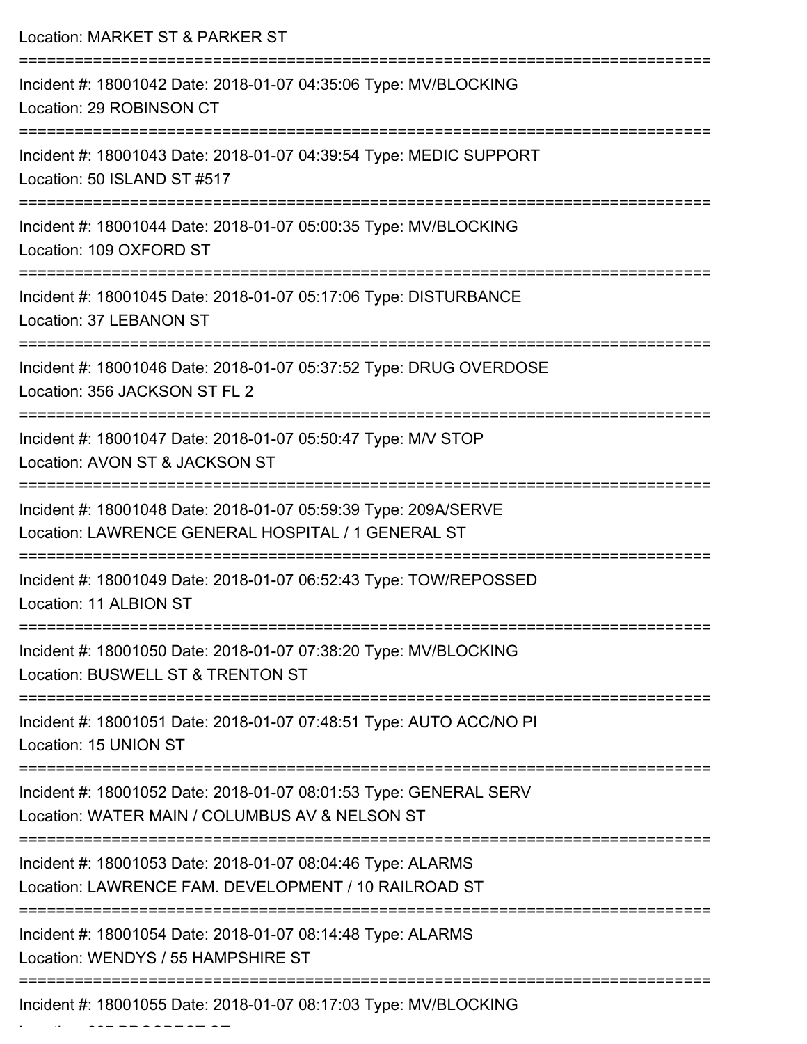Location: MARKET ST & PARKER ST

===========================================================================

Incident #: 18001042 Date: 2018-01-07 04:35:06 Type: MV/BLOCKING
Location: 29 ROBINSON CT

===========================================================================

Incident #: 18001043 Date: 2018-01-07 04:39:54 Type: MEDIC SUPPORT
Location: 50 ISLAND ST #517

===========================================================================

Incident #: 18001044 Date: 2018-01-07 05:00:35 Type: MV/BLOCKING
Location: 109 OXFORD ST

===========================================================================

Incident #: 18001045 Date: 2018-01-07 05:17:06 Type: DISTURBANCE
Location: 37 LEBANON ST

===========================================================================

Incident #: 18001046 Date: 2018-01-07 05:37:52 Type: DRUG OVERDOSE
Location: 356 JACKSON ST FL 2

===========================================================================

Incident #: 18001047 Date: 2018-01-07 05:50:47 Type: M/V STOP
Location: AVON ST & JACKSON ST

===========================================================================

Incident #: 18001048 Date: 2018-01-07 05:59:39 Type: 209A/SERVE
Location: LAWRENCE GENERAL HOSPITAL / 1 GENERAL ST

===========================================================================

Incident #: 18001049 Date: 2018-01-07 06:52:43 Type: TOW/REPOSSED
Location: 11 ALBION ST

===========================================================================

Incident #: 18001050 Date: 2018-01-07 07:38:20 Type: MV/BLOCKING
Location: BUSWELL ST & TRENTON ST

===========================================================================

Incident #: 18001051 Date: 2018-01-07 07:48:51 Type: AUTO ACC/NO PI
Location: 15 UNION ST

===========================================================================

Incident #: 18001052 Date: 2018-01-07 08:01:53 Type: GENERAL SERV
Location: WATER MAIN / COLUMBUS AV & NELSON ST

===========================================================================

Incident #: 18001053 Date: 2018-01-07 08:04:46 Type: ALARMS
Location: LAWRENCE FAM. DEVELOPMENT / 10 RAILROAD ST

===========================================================================

Incident #: 18001054 Date: 2018-01-07 08:14:48 Type: ALARMS
Location: WENDYS / 55 HAMPSHIRE ST

===========================================================================

Incident #: 18001055 Date: 2018-01-07 08:17:03 Type: MV/BLOCKING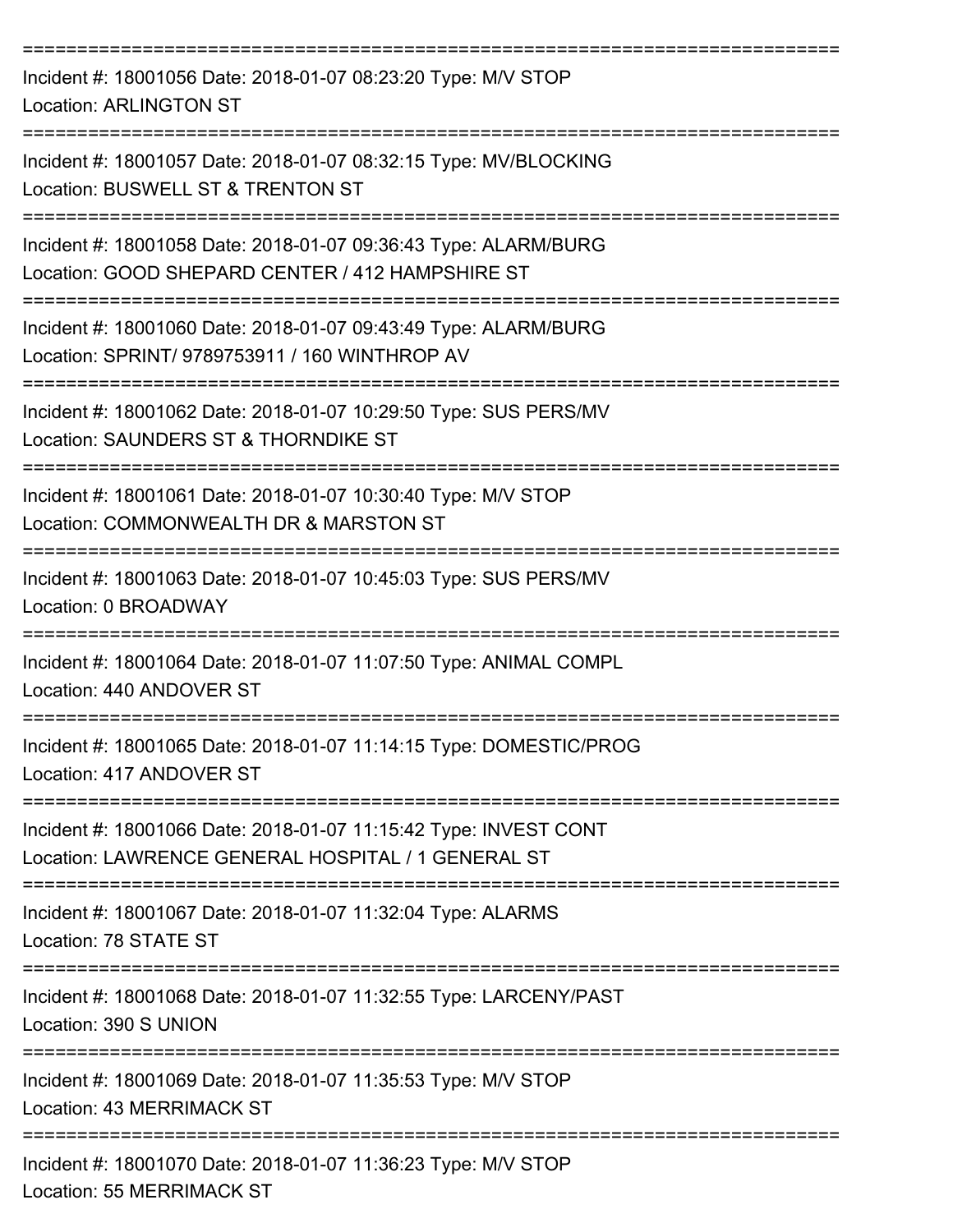===========================================================================

Incident #: 18001056 Date: 2018-01-07 08:23:20 Type: M/V STOP
Location: ARLINGTON ST

===========================================================================

Incident #: 18001057 Date: 2018-01-07 08:32:15 Type: MV/BLOCKING
Location: BUSWELL ST & TRENTON ST

===========================================================================

Incident #: 18001058 Date: 2018-01-07 09:36:43 Type: ALARM/BURG
Location: GOOD SHEPARD CENTER / 412 HAMPSHIRE ST

===========================================================================

Incident #: 18001060 Date: 2018-01-07 09:43:49 Type: ALARM/BURG
Location: SPRINT/ 9789753911 / 160 WINTHROP AV

===========================================================================

Incident #: 18001062 Date: 2018-01-07 10:29:50 Type: SUS PERS/MV
Location: SAUNDERS ST & THORNDIKE ST

===========================================================================

Incident #: 18001061 Date: 2018-01-07 10:30:40 Type: M/V STOP
Location: COMMONWEALTH DR & MARSTON ST

===========================================================================

Incident #: 18001063 Date: 2018-01-07 10:45:03 Type: SUS PERS/MV
Location: 0 BROADWAY

===========================================================================

Incident #: 18001064 Date: 2018-01-07 11:07:50 Type: ANIMAL COMPL
Location: 440 ANDOVER ST

===========================================================================

Incident #: 18001065 Date: 2018-01-07 11:14:15 Type: DOMESTIC/PROG
Location: 417 ANDOVER ST

===========================================================================

Incident #: 18001066 Date: 2018-01-07 11:15:42 Type: INVEST CONT
Location: LAWRENCE GENERAL HOSPITAL / 1 GENERAL ST

===========================================================================

Incident #: 18001067 Date: 2018-01-07 11:32:04 Type: ALARMS
Location: 78 STATE ST

===========================================================================

Incident #: 18001068 Date: 2018-01-07 11:32:55 Type: LARCENY/PAST
Location: 390 S UNION

===========================================================================

Incident #: 18001069 Date: 2018-01-07 11:35:53 Type: M/V STOP
Location: 43 MERRIMACK ST

===========================================================================

Incident #: 18001070 Date: 2018-01-07 11:36:23 Type: M/V STOP
Location: 55 MERRIMACK ST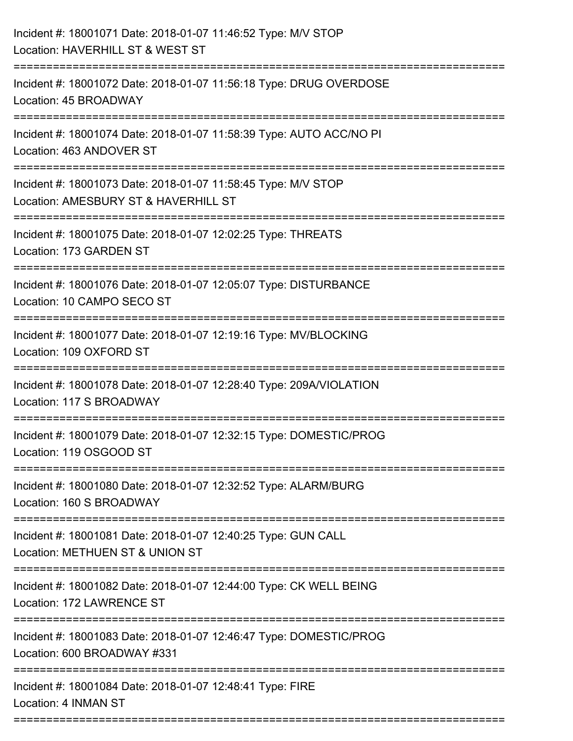Incident #: 18001071 Date: 2018-01-07 11:46:52 Type: M/V STOP
Location: HAVERHILL ST & WEST ST

===========================================================================

Incident #: 18001072 Date: 2018-01-07 11:56:18 Type: DRUG OVERDOSE
Location: 45 BROADWAY

===========================================================================

Incident #: 18001074 Date: 2018-01-07 11:58:39 Type: AUTO ACC/NO PI
Location: 463 ANDOVER ST

===========================================================================

Incident #: 18001073 Date: 2018-01-07 11:58:45 Type: M/V STOP
Location: AMESBURY ST & HAVERHILL ST

===========================================================================

Incident #: 18001075 Date: 2018-01-07 12:02:25 Type: THREATS
Location: 173 GARDEN ST

===========================================================================

Incident #: 18001076 Date: 2018-01-07 12:05:07 Type: DISTURBANCE
Location: 10 CAMPO SECO ST

===========================================================================

Incident #: 18001077 Date: 2018-01-07 12:19:16 Type: MV/BLOCKING
Location: 109 OXFORD ST

===========================================================================

Incident #: 18001078 Date: 2018-01-07 12:28:40 Type: 209A/VIOLATION
Location: 117 S BROADWAY

===========================================================================

Incident #: 18001079 Date: 2018-01-07 12:32:15 Type: DOMESTIC/PROG
Location: 119 OSGOOD ST

===========================================================================

Incident #: 18001080 Date: 2018-01-07 12:32:52 Type: ALARM/BURG
Location: 160 S BROADWAY

===========================================================================

Incident #: 18001081 Date: 2018-01-07 12:40:25 Type: GUN CALL
Location: METHUEN ST & UNION ST

===========================================================================

Incident #: 18001082 Date: 2018-01-07 12:44:00 Type: CK WELL BEING
Location: 172 LAWRENCE ST

===========================================================================

Incident #: 18001083 Date: 2018-01-07 12:46:47 Type: DOMESTIC/PROG
Location: 600 BROADWAY #331

===========================================================================

Incident #: 18001084 Date: 2018-01-07 12:48:41 Type: FIRE
Location: 4 INMAN ST

===========================================================================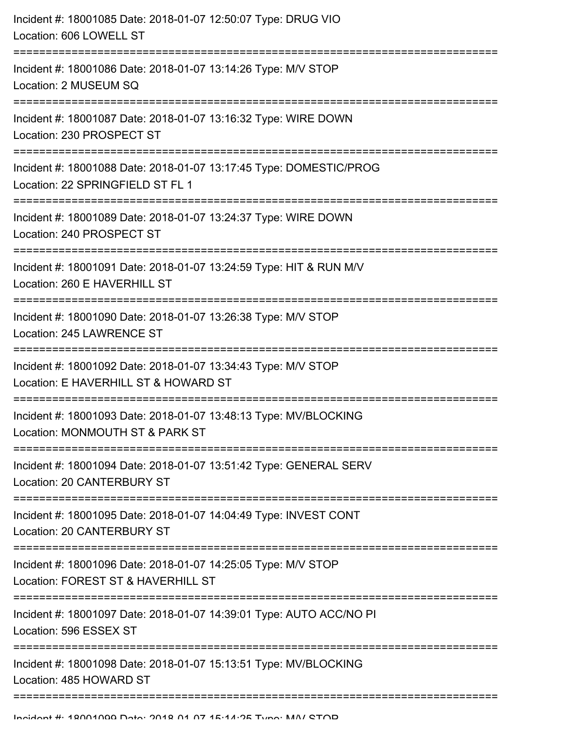Incident #: 18001085 Date: 2018-01-07 12:50:07 Type: DRUG VIO
Location: 606 LOWELL ST

===========================================================================

Incident #: 18001086 Date: 2018-01-07 13:14:26 Type: M/V STOP
Location: 2 MUSEUM SQ

===========================================================================

Incident #: 18001087 Date: 2018-01-07 13:16:32 Type: WIRE DOWN
Location: 230 PROSPECT ST

===========================================================================

Incident #: 18001088 Date: 2018-01-07 13:17:45 Type: DOMESTIC/PROG
Location: 22 SPRINGFIELD ST FL 1

===========================================================================

Incident #: 18001089 Date: 2018-01-07 13:24:37 Type: WIRE DOWN
Location: 240 PROSPECT ST

===========================================================================

Incident #: 18001091 Date: 2018-01-07 13:24:59 Type: HIT & RUN M/V
Location: 260 E HAVERHILL ST

===========================================================================

Incident #: 18001090 Date: 2018-01-07 13:26:38 Type: M/V STOP
Location: 245 LAWRENCE ST

===========================================================================

Incident #: 18001092 Date: 2018-01-07 13:34:43 Type: M/V STOP
Location: E HAVERHILL ST & HOWARD ST

===========================================================================

Incident #: 18001093 Date: 2018-01-07 13:48:13 Type: MV/BLOCKING
Location: MONMOUTH ST & PARK ST

===========================================================================

Incident #: 18001094 Date: 2018-01-07 13:51:42 Type: GENERAL SERV
Location: 20 CANTERBURY ST

===========================================================================

Incident #: 18001095 Date: 2018-01-07 14:04:49 Type: INVEST CONT
Location: 20 CANTERBURY ST

===========================================================================

Incident #: 18001096 Date: 2018-01-07 14:25:05 Type: M/V STOP
Location: FOREST ST & HAVERHILL ST

===========================================================================

Incident #: 18001097 Date: 2018-01-07 14:39:01 Type: AUTO ACC/NO PI
Location: 596 ESSEX ST

===========================================================================

Incident #: 18001098 Date: 2018-01-07 15:13:51 Type: MV/BLOCKING
Location: 485 HOWARD ST

===========================================================================

Incident #: 18001099 Date: 2018-01-07 15:14:25 Type: M/V STOP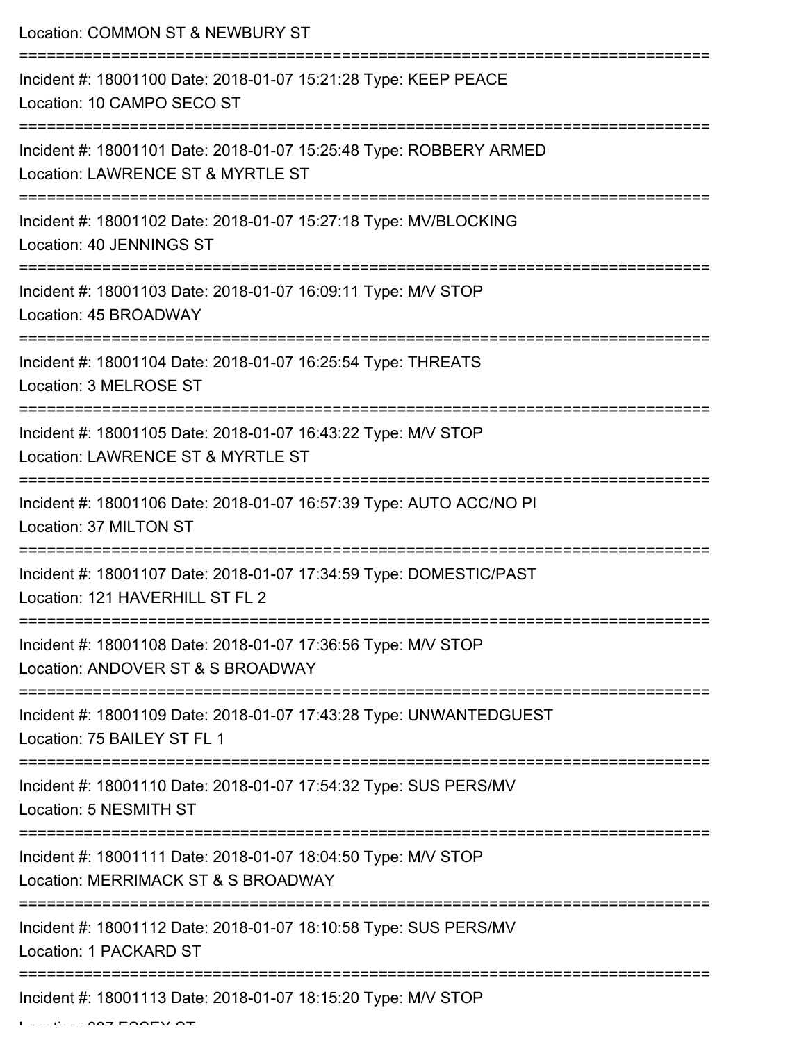Location: COMMON ST & NEWBURY ST

===========================================================================

Incident #: 18001100 Date: 2018-01-07 15:21:28 Type: KEEP PEACE
Location: 10 CAMPO SECO ST

===========================================================================

Incident #: 18001101 Date: 2018-01-07 15:25:48 Type: ROBBERY ARMED
Location: LAWRENCE ST & MYRTLE ST

===========================================================================

Incident #: 18001102 Date: 2018-01-07 15:27:18 Type: MV/BLOCKING
Location: 40 JENNINGS ST

===========================================================================

Incident #: 18001103 Date: 2018-01-07 16:09:11 Type: M/V STOP
Location: 45 BROADWAY

===========================================================================

Incident #: 18001104 Date: 2018-01-07 16:25:54 Type: THREATS
Location: 3 MELROSE ST

===========================================================================

Incident #: 18001105 Date: 2018-01-07 16:43:22 Type: M/V STOP
Location: LAWRENCE ST & MYRTLE ST

===========================================================================

Incident #: 18001106 Date: 2018-01-07 16:57:39 Type: AUTO ACC/NO PI
Location: 37 MILTON ST

===========================================================================

Incident #: 18001107 Date: 2018-01-07 17:34:59 Type: DOMESTIC/PAST
Location: 121 HAVERHILL ST FL 2

===========================================================================

Incident #: 18001108 Date: 2018-01-07 17:36:56 Type: M/V STOP
Location: ANDOVER ST & S BROADWAY

===========================================================================

Incident #: 18001109 Date: 2018-01-07 17:43:28 Type: UNWANTEDGUEST
Location: 75 BAILEY ST FL 1

===========================================================================

Incident #: 18001110 Date: 2018-01-07 17:54:32 Type: SUS PERS/MV
Location: 5 NESMITH ST

===========================================================================

Incident #: 18001111 Date: 2018-01-07 18:04:50 Type: M/V STOP
Location: MERRIMACK ST & S BROADWAY

===========================================================================

Incident #: 18001112 Date: 2018-01-07 18:10:58 Type: SUS PERS/MV
Location: 1 PACKARD ST

===========================================================================

Incident #: 18001113 Date: 2018-01-07 18:15:20 Type: M/V STOP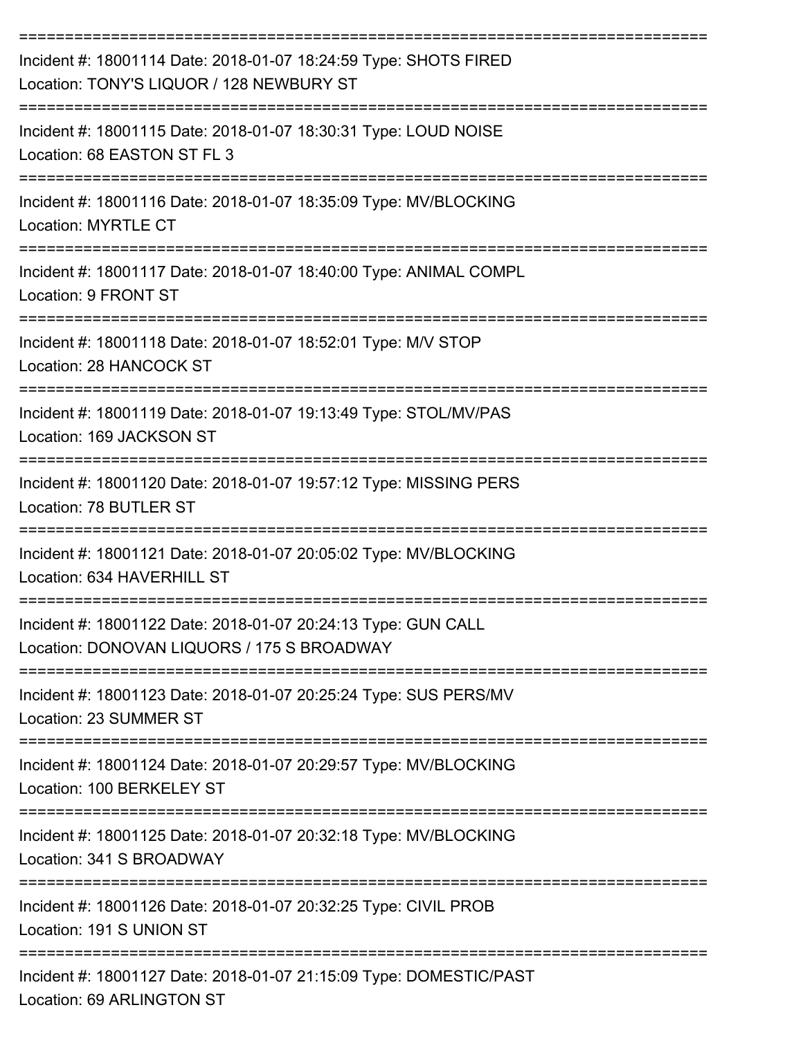===========================================================================

Incident #: 18001114 Date: 2018-01-07 18:24:59 Type: SHOTS FIRED
Location: TONY'S LIQUOR / 128 NEWBURY ST

===========================================================================

Incident #: 18001115 Date: 2018-01-07 18:30:31 Type: LOUD NOISE
Location: 68 EASTON ST FL 3

===========================================================================

Incident #: 18001116 Date: 2018-01-07 18:35:09 Type: MV/BLOCKING
Location: MYRTLE CT

===========================================================================

Incident #: 18001117 Date: 2018-01-07 18:40:00 Type: ANIMAL COMPL
Location: 9 FRONT ST

===========================================================================

Incident #: 18001118 Date: 2018-01-07 18:52:01 Type: M/V STOP
Location: 28 HANCOCK ST

===========================================================================

Incident #: 18001119 Date: 2018-01-07 19:13:49 Type: STOL/MV/PAS
Location: 169 JACKSON ST

===========================================================================

Incident #: 18001120 Date: 2018-01-07 19:57:12 Type: MISSING PERS
Location: 78 BUTLER ST

===========================================================================

Incident #: 18001121 Date: 2018-01-07 20:05:02 Type: MV/BLOCKING
Location: 634 HAVERHILL ST

===========================================================================

Incident #: 18001122 Date: 2018-01-07 20:24:13 Type: GUN CALL
Location: DONOVAN LIQUORS / 175 S BROADWAY

===========================================================================

Incident #: 18001123 Date: 2018-01-07 20:25:24 Type: SUS PERS/MV
Location: 23 SUMMER ST

===========================================================================

Incident #: 18001124 Date: 2018-01-07 20:29:57 Type: MV/BLOCKING
Location: 100 BERKELEY ST

===========================================================================

Incident #: 18001125 Date: 2018-01-07 20:32:18 Type: MV/BLOCKING
Location: 341 S BROADWAY

===========================================================================

Incident #: 18001126 Date: 2018-01-07 20:32:25 Type: CIVIL PROB
Location: 191 S UNION ST

===========================================================================

Incident #: 18001127 Date: 2018-01-07 21:15:09 Type: DOMESTIC/PAST
Location: 69 ARLINGTON ST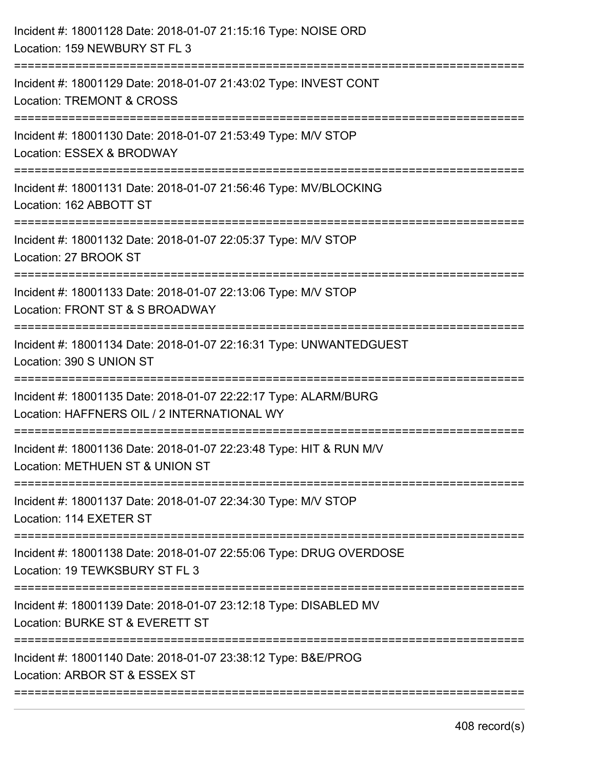Incident #: 18001128 Date: 2018-01-07 21:15:16 Type: NOISE ORD
Location: 159 NEWBURY ST FL 3

===========================================================================

Incident #: 18001129 Date: 2018-01-07 21:43:02 Type: INVEST CONT
Location: TREMONT & CROSS

===========================================================================

Incident #: 18001130 Date: 2018-01-07 21:53:49 Type: M/V STOP
Location: ESSEX & BRODWAY

===========================================================================

Incident #: 18001131 Date: 2018-01-07 21:56:46 Type: MV/BLOCKING
Location: 162 ABBOTT ST

===========================================================================

Incident #: 18001132 Date: 2018-01-07 22:05:37 Type: M/V STOP
Location: 27 BROOK ST

===========================================================================

Incident #: 18001133 Date: 2018-01-07 22:13:06 Type: M/V STOP
Location: FRONT ST & S BROADWAY

===========================================================================

Incident #: 18001134 Date: 2018-01-07 22:16:31 Type: UNWANTEDGUEST
Location: 390 S UNION ST

===========================================================================

Incident #: 18001135 Date: 2018-01-07 22:22:17 Type: ALARM/BURG
Location: HAFFNERS OIL / 2 INTERNATIONAL WY

===========================================================================

Incident #: 18001136 Date: 2018-01-07 22:23:48 Type: HIT & RUN M/V
Location: METHUEN ST & UNION ST

===========================================================================

Incident #: 18001137 Date: 2018-01-07 22:34:30 Type: M/V STOP
Location: 114 EXETER ST

===========================================================================

Incident #: 18001138 Date: 2018-01-07 22:55:06 Type: DRUG OVERDOSE
Location: 19 TEWKSBURY ST FL 3

===========================================================================

Incident #: 18001139 Date: 2018-01-07 23:12:18 Type: DISABLED MV
Location: BURKE ST & EVERETT ST

===========================================================================

Incident #: 18001140 Date: 2018-01-07 23:38:12 Type: B&E/PROG
Location: ARBOR ST & ESSEX ST

===========================================================================

408 record(s)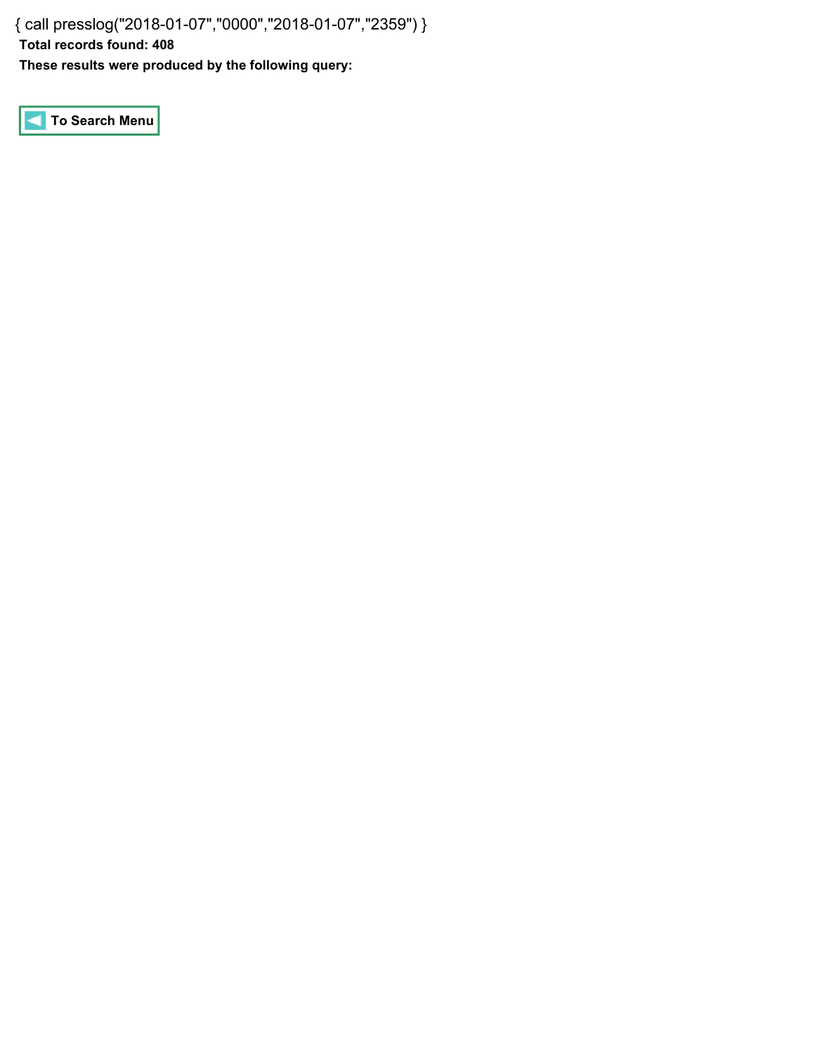{ call presslog("2018-01-07","0000","2018-01-07","2359") }

**Total records found: 408**

**These results were produced by the following query:**

**To Search Menu**